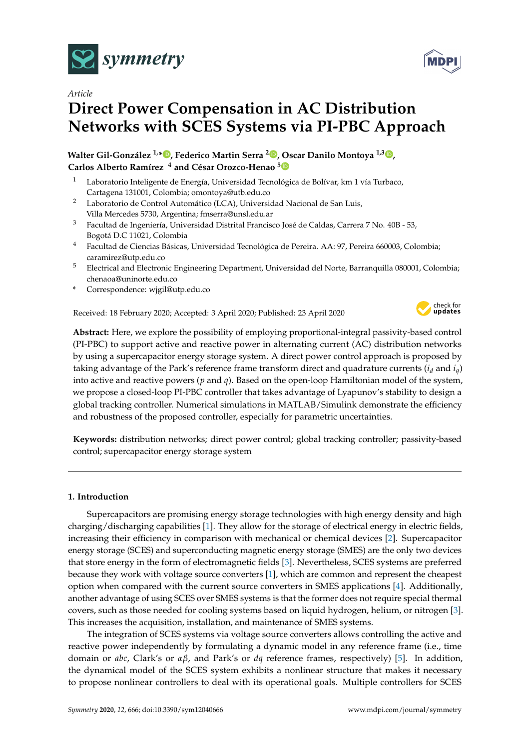*Article*

# Direct Power Compensation in AC Distribution Networks with SCES Systems via PI-PBC Approach

**Walter Gil-González [1,*], Federico Martin Serra [2], Oscar Danilo Montoya [1,3], Carlos Alberto Ramírez [4] and César Orozco-Henao [5]**

1. Laboratorio Inteligente de Energía, Universidad Tecnológica de Bolívar, km 1 vía Turbaco, Cartagena 131001, Colombia; omontoya@utb.edu.co
2. Laboratorio de Control Automático (LCA), Universidad Nacional de San Luis, Villa Mercedes 5730, Argentina; fmserra@unsl.edu.ar
3. Facultad de Ingeniería, Universidad Distrital Francisco José de Caldas, Carrera 7 No. 40B - 53, Bogotá D.C 11021, Colombia
4. Facultad de Ciencias Básicas, Universidad Tecnológica de Pereira. AA: 97, Pereira 660003, Colombia; caramirez@utp.edu.co
5. Electrical and Electronic Engineering Department, Universidad del Norte, Barranquilla 080001, Colombia; chenaoa@uninorte.edu.co

\* Correspondence: wjgil@utp.edu.co

Received: 18 February 2020; Accepted: 3 April 2020; Published: 23 April 2020

**Abstract:** Here, we explore the possibility of employing proportional-integral passivity-based control (PI-PBC) to support active and reactive power in alternating current (AC) distribution networks by using a supercapacitor energy storage system. A direct power control approach is proposed by taking advantage of the Park's reference frame transform direct and quadrature currents ($i_d$ and $i_q$) into active and reactive powers ($p$ and $q$). Based on the open-loop Hamiltonian model of the system, we propose a closed-loop PI-PBC controller that takes advantage of Lyapunov's stability to design a global tracking controller. Numerical simulations in MATLAB/Simulink demonstrate the efficiency and robustness of the proposed controller, especially for parametric uncertainties.

**Keywords:** distribution networks; direct power control; global tracking controller; passivity-based control; supercapacitor energy storage system

## 1. Introduction

Supercapacitors are promising energy storage technologies with high energy density and high charging/discharging capabilities [1]. They allow for the storage of electrical energy in electric fields, increasing their efficiency in comparison with mechanical or chemical devices [2]. Supercapacitor energy storage (SCES) and superconducting magnetic energy storage (SMES) are the only two devices that store energy in the form of electromagnetic fields [3]. Nevertheless, SCES systems are preferred because they work with voltage source converters [1], which are common and represent the cheapest option when compared with the current source converters in SMES applications [4]. Additionally, another advantage of using SCES over SMES systems is that the former does not require special thermal covers, such as those needed for cooling systems based on liquid hydrogen, helium, or nitrogen [3]. This increases the acquisition, installation, and maintenance of SMES systems.

The integration of SCES systems via voltage source converters allows controlling the active and reactive power independently by formulating a dynamic model in any reference frame (i.e., time domain or *abc*, Clark's or $\alpha\beta$, and Park's or $dq$ reference frames, respectively) [5]. In addition, the dynamical model of the SCES system exhibits a nonlinear structure that makes it necessary to propose nonlinear controllers to deal with its operational goals. Multiple controllers for SCES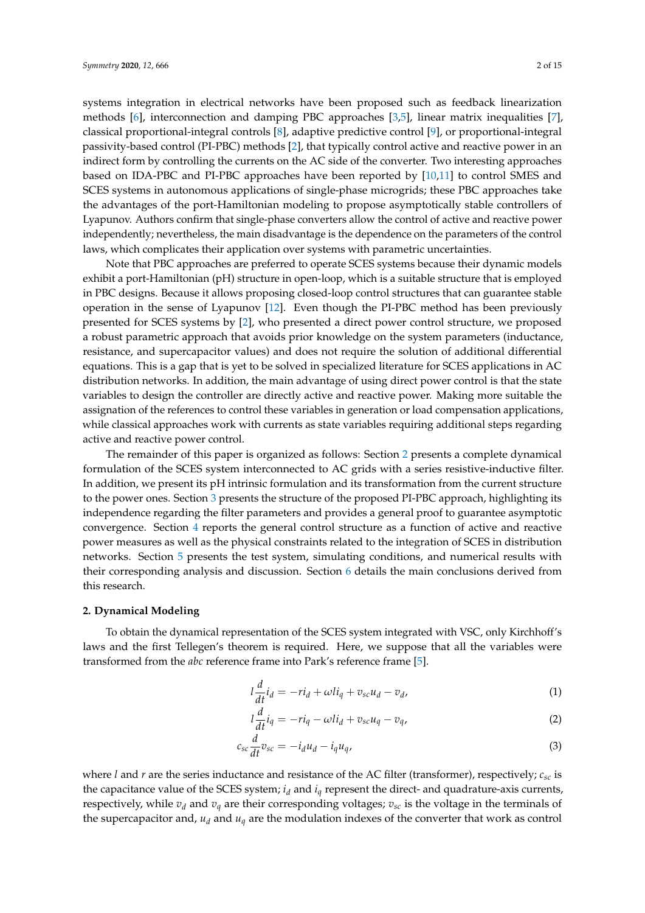systems integration in electrical networks have been proposed such as feedback linearization methods [6], interconnection and damping PBC approaches [3,5], linear matrix inequalities [7], classical proportional-integral controls [8], adaptive predictive control [9], or proportional-integral passivity-based control (PI-PBC) methods [2], that typically control active and reactive power in an indirect form by controlling the currents on the AC side of the converter. Two interesting approaches based on IDA-PBC and PI-PBC approaches have been reported by [10,11] to control SMES and SCES systems in autonomous applications of single-phase microgrids; these PBC approaches take the advantages of the port-Hamiltonian modeling to propose asymptotically stable controllers of Lyapunov. Authors confirm that single-phase converters allow the control of active and reactive power independently; nevertheless, the main disadvantage is the dependence on the parameters of the control laws, which complicates their application over systems with parametric uncertainties.

Note that PBC approaches are preferred to operate SCES systems because their dynamic models exhibit a port-Hamiltonian (pH) structure in open-loop, which is a suitable structure that is employed in PBC designs. Because it allows proposing closed-loop control structures that can guarantee stable operation in the sense of Lyapunov [12]. Even though the PI-PBC method has been previously presented for SCES systems by [2], who presented a direct power control structure, we proposed a robust parametric approach that avoids prior knowledge on the system parameters (inductance, resistance, and supercapacitor values) and does not require the solution of additional differential equations. This is a gap that is yet to be solved in specialized literature for SCES applications in AC distribution networks. In addition, the main advantage of using direct power control is that the state variables to design the controller are directly active and reactive power. Making more suitable the assignation of the references to control these variables in generation or load compensation applications, while classical approaches work with currents as state variables requiring additional steps regarding active and reactive power control.

The remainder of this paper is organized as follows: Section 2 presents a complete dynamical formulation of the SCES system interconnected to AC grids with a series resistive-inductive filter. In addition, we present its pH intrinsic formulation and its transformation from the current structure to the power ones. Section 3 presents the structure of the proposed PI-PBC approach, highlighting its independence regarding the filter parameters and provides a general proof to guarantee asymptotic convergence. Section 4 reports the general control structure as a function of active and reactive power measures as well as the physical constraints related to the integration of SCES in distribution networks. Section 5 presents the test system, simulating conditions, and numerical results with their corresponding analysis and discussion. Section 6 details the main conclusions derived from this research.

## 2. Dynamical Modeling

To obtain the dynamical representation of the SCES system integrated with VSC, only Kirchhoff's laws and the first Tellegen's theorem is required. Here, we suppose that all the variables were transformed from the *abc* reference frame into Park's reference frame [5].

$$l\frac{d}{dt}i_d = -ri_d + \omega l i_q + v_{sc}u_d - v_d, \tag{1}$$

$$l\frac{d}{dt}i_q = -ri_q - \omega l i_d + v_{sc}u_q - v_q, \tag{2}$$

$$c_{sc}\frac{d}{dt}v_{sc} = -i_d u_d - i_q u_q, \tag{3}$$

where $l$ and $r$ are the series inductance and resistance of the AC filter (transformer), respectively; $c_{sc}$ is the capacitance value of the SCES system; $i_d$ and $i_q$ represent the direct- and quadrature-axis currents, respectively, while $v_d$ and $v_q$ are their corresponding voltages; $v_{sc}$ is the voltage in the terminals of the supercapacitor and, $u_d$ and $u_q$ are the modulation indexes of the converter that work as control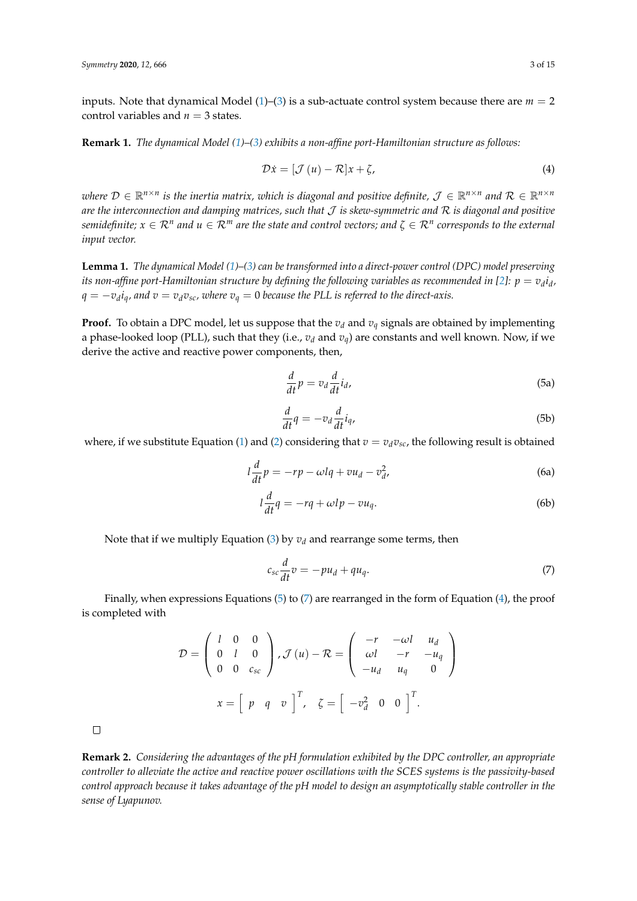inputs. Note that dynamical Model (1)–(3) is a sub-actuate control system because there are $m = 2$ control variables and $n = 3$ states.

**Remark 1.** *The dynamical Model (1)–(3) exhibits a non-affine port-Hamiltonian structure as follows:*

$$\mathcal{D}\dot{x} = [\mathcal{J}(u) - \mathcal{R}]x + \zeta, \tag{4}$$

*where $\mathcal{D} \in \mathbb{R}^{n\times n}$ is the inertia matrix, which is diagonal and positive definite, $\mathcal{J} \in \mathbb{R}^{n\times n}$ and $\mathcal{R} \in \mathbb{R}^{n\times n}$ are the interconnection and damping matrices, such that $\mathcal{J}$ is skew-symmetric and $\mathcal{R}$ is diagonal and positive semidefinite; $x \in \mathcal{R}^n$ and $u \in \mathcal{R}^m$ are the state and control vectors; and $\zeta \in \mathcal{R}^n$ corresponds to the external input vector.*

**Lemma 1.** *The dynamical Model (1)–(3) can be transformed into a direct-power control (DPC) model preserving its non-affine port-Hamiltonian structure by defining the following variables as recommended in [2]: $p = v_d i_d$, $q = -v_d i_q$, and $v = v_d v_{sc}$, where $v_q = 0$ because the PLL is referred to the direct-axis.*

**Proof.** To obtain a DPC model, let us suppose that the $v_d$ and $v_q$ signals are obtained by implementing a phase-looked loop (PLL), such that they (i.e., $v_d$ and $v_q$) are constants and well known. Now, if we derive the active and reactive power components, then,

$$\frac{d}{dt}p = v_d \frac{d}{dt}i_d, \tag{5a}$$

$$\frac{d}{dt}q = -v_d \frac{d}{dt}i_q, \tag{5b}$$

where, if we substitute Equation (1) and (2) considering that $v = v_d v_{sc}$, the following result is obtained

$$l\frac{d}{dt}p = -rp - \omega l q + v u_d - v_d^2, \tag{6a}$$

$$l\frac{d}{dt}q = -rq + \omega l p - v u_q. \tag{6b}$$

Note that if we multiply Equation (3) by $v_d$ and rearrange some terms, then

$$c_{sc}\frac{d}{dt}v = -p u_d + q u_q. \tag{7}$$

Finally, when expressions Equations (5) to (7) are rearranged in the form of Equation (4), the proof is completed with

$$\mathcal{D} = \begin{pmatrix} l & 0 & 0 \\ 0 & l & 0 \\ 0 & 0 & c_{sc} \end{pmatrix}, \mathcal{J}(u) - \mathcal{R} = \begin{pmatrix} -r & -\omega l & u_d \\ \omega l & -r & -u_q \\ -u_d & u_q & 0 \end{pmatrix}$$

$$x = \begin{bmatrix} p & q & v \end{bmatrix}^T, \quad \zeta = \begin{bmatrix} -v_d^2 & 0 & 0 \end{bmatrix}^T.$$

□

**Remark 2.** *Considering the advantages of the pH formulation exhibited by the DPC controller, an appropriate controller to alleviate the active and reactive power oscillations with the SCES systems is the passivity-based control approach because it takes advantage of the pH model to design an asymptotically stable controller in the sense of Lyapunov.*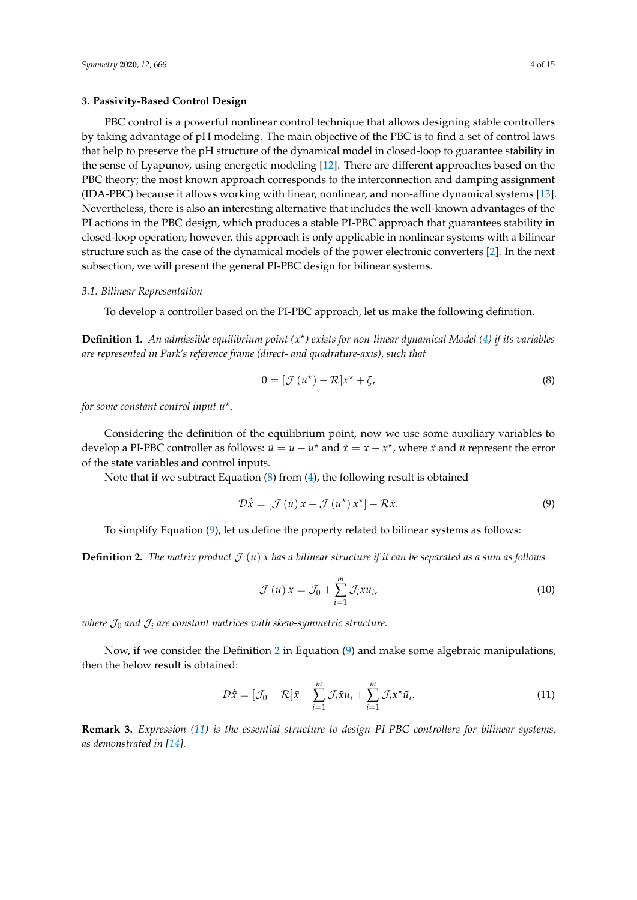## 3. Passivity-Based Control Design

PBC control is a powerful nonlinear control technique that allows designing stable controllers by taking advantage of pH modeling. The main objective of the PBC is to find a set of control laws that help to preserve the pH structure of the dynamical model in closed-loop to guarantee stability in the sense of Lyapunov, using energetic modeling [12]. There are different approaches based on the PBC theory; the most known approach corresponds to the interconnection and damping assignment (IDA-PBC) because it allows working with linear, nonlinear, and non-affine dynamical systems [13]. Nevertheless, there is also an interesting alternative that includes the well-known advantages of the PI actions in the PBC design, which produces a stable PI-PBC approach that guarantees stability in closed-loop operation; however, this approach is only applicable in nonlinear systems with a bilinear structure such as the case of the dynamical models of the power electronic converters [2]. In the next subsection, we will present the general PI-PBC design for bilinear systems.

### 3.1. Bilinear Representation

To develop a controller based on the PI-PBC approach, let us make the following definition.

**Definition 1.** *An admissible equilibrium point ($x^{\star}$) exists for non-linear dynamical Model (4) if its variables are represented in Park's reference frame (direct- and quadrature-axis), such that*

$$0 = [\mathcal{J}(u^{\star}) - \mathcal{R}]x^{\star} + \zeta, \tag{8}$$

*for some constant control input $u^{\star}$.*

Considering the definition of the equilibrium point, now we use some auxiliary variables to develop a PI-PBC controller as follows: $\tilde{u} = u - u^{\star}$ and $\tilde{x} = x - x^{\star}$, where $\tilde{x}$ and $\tilde{u}$ represent the error of the state variables and control inputs.

Note that if we subtract Equation (8) from (4), the following result is obtained

$$\mathcal{D}\dot{\tilde{x}} = [\mathcal{J}(u)\, x - \mathcal{J}(u^{\star})\, x^{\star}] - \mathcal{R}\tilde{x}. \tag{9}$$

To simplify Equation (9), let us define the property related to bilinear systems as follows:

**Definition 2.** *The matrix product $\mathcal{J}(u)\, x$ has a bilinear structure if it can be separated as a sum as follows*

$$\mathcal{J}(u)\, x = \mathcal{J}_0 + \sum_{i=1}^{m} \mathcal{J}_i x u_i, \tag{10}$$

*where $\mathcal{J}_0$ and $\mathcal{J}_i$ are constant matrices with skew-symmetric structure.*

Now, if we consider the Definition 2 in Equation (9) and make some algebraic manipulations, then the below result is obtained:

$$\mathcal{D}\dot{\tilde{x}} = [\mathcal{J}_0 - \mathcal{R}]\tilde{x} + \sum_{i=1}^{m} \mathcal{J}_i \tilde{x} u_i + \sum_{i=1}^{m} \mathcal{J}_i x^{\star} \tilde{u}_i. \tag{11}$$

**Remark 3.** *Expression (11) is the essential structure to design PI-PBC controllers for bilinear systems, as demonstrated in [14].*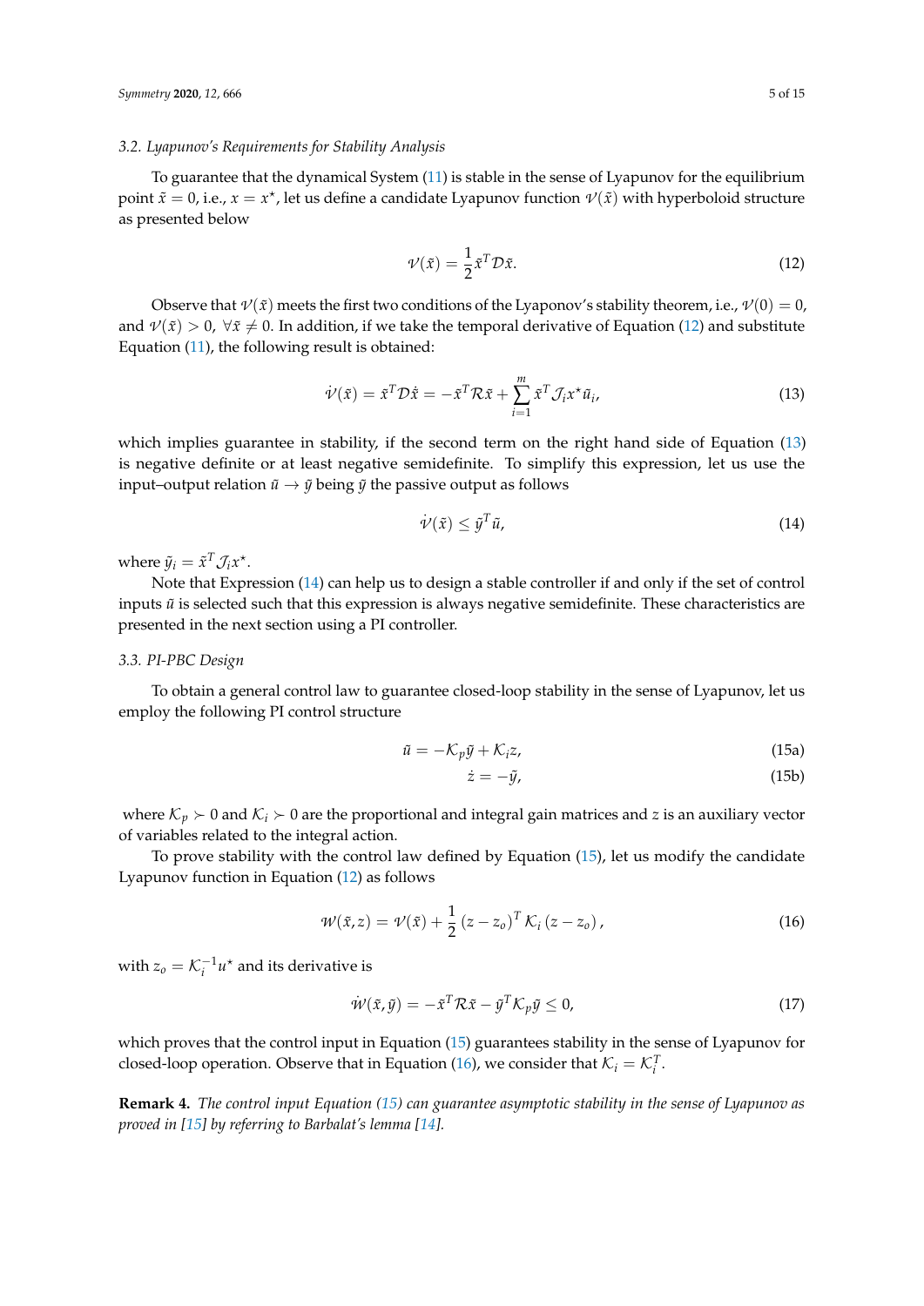### 3.2. Lyapunov's Requirements for Stability Analysis

To guarantee that the dynamical System (11) is stable in the sense of Lyapunov for the equilibrium point $\tilde{x} = 0$, i.e., $x = x^{\star}$, let us define a candidate Lyapunov function $\mathcal{V}(\tilde{x})$ with hyperboloid structure as presented below

$$\mathcal{V}(\tilde{x}) = \frac{1}{2}\tilde{x}^{T}\mathcal{D}\tilde{x}. \tag{12}$$

Observe that $\mathcal{V}(\tilde{x})$ meets the first two conditions of the Lyaponov's stability theorem, i.e., $\mathcal{V}(0) = 0$, and $\mathcal{V}(\tilde{x}) > 0$, $\forall \tilde{x} \neq 0$. In addition, if we take the temporal derivative of Equation (12) and substitute Equation (11), the following result is obtained:

$$\dot{\mathcal{V}}(\tilde{x}) = \tilde{x}^{T}\mathcal{D}\dot{\tilde{x}} = -\tilde{x}^{T}\mathcal{R}\tilde{x} + \sum_{i=1}^{m}\tilde{x}^{T}\mathcal{J}_{i}x^{\star}\tilde{u}_{i}, \tag{13}$$

which implies guarantee in stability, if the second term on the right hand side of Equation (13) is negative definite or at least negative semidefinite. To simplify this expression, let us use the input–output relation $\tilde{u} \rightarrow \tilde{y}$ being $\tilde{y}$ the passive output as follows

$$\dot{\mathcal{V}}(\tilde{x}) \leq \tilde{y}^{T}\tilde{u}, \tag{14}$$

where $\tilde{y}_{i} = \tilde{x}^{T}\mathcal{J}_{i}x^{\star}$.

Note that Expression (14) can help us to design a stable controller if and only if the set of control inputs $\tilde{u}$ is selected such that this expression is always negative semidefinite. These characteristics are presented in the next section using a PI controller.

### 3.3. PI-PBC Design

To obtain a general control law to guarantee closed-loop stability in the sense of Lyapunov, let us employ the following PI control structure

$$\tilde{u} = -\mathcal{K}_{p}\tilde{y} + \mathcal{K}_{i}z, \tag{15a}$$

$$\dot{z} = -\tilde{y}, \tag{15b}$$

where $\mathcal{K}_{p} \succ 0$ and $\mathcal{K}_{i} \succ 0$ are the proportional and integral gain matrices and $z$ is an auxiliary vector of variables related to the integral action.

To prove stability with the control law defined by Equation (15), let us modify the candidate Lyapunov function in Equation (12) as follows

$$\mathcal{W}(\tilde{x}, z) = \mathcal{V}(\tilde{x}) + \frac{1}{2}\left(z - z_{o}\right)^{T}\mathcal{K}_{i}\left(z - z_{o}\right), \tag{16}$$

with $z_{o} = \mathcal{K}_{i}^{-1}u^{\star}$ and its derivative is

$$\dot{\mathcal{W}}(\tilde{x}, \tilde{y}) = -\tilde{x}^{T}\mathcal{R}\tilde{x} - \tilde{y}^{T}\mathcal{K}_{p}\tilde{y} \leq 0, \tag{17}$$

which proves that the control input in Equation (15) guarantees stability in the sense of Lyapunov for closed-loop operation. Observe that in Equation (16), we consider that $\mathcal{K}_{i} = \mathcal{K}_{i}^{T}$.

**Remark 4.** *The control input Equation (15) can guarantee asymptotic stability in the sense of Lyapunov as proved in [15] by referring to Barbalat's lemma [14].*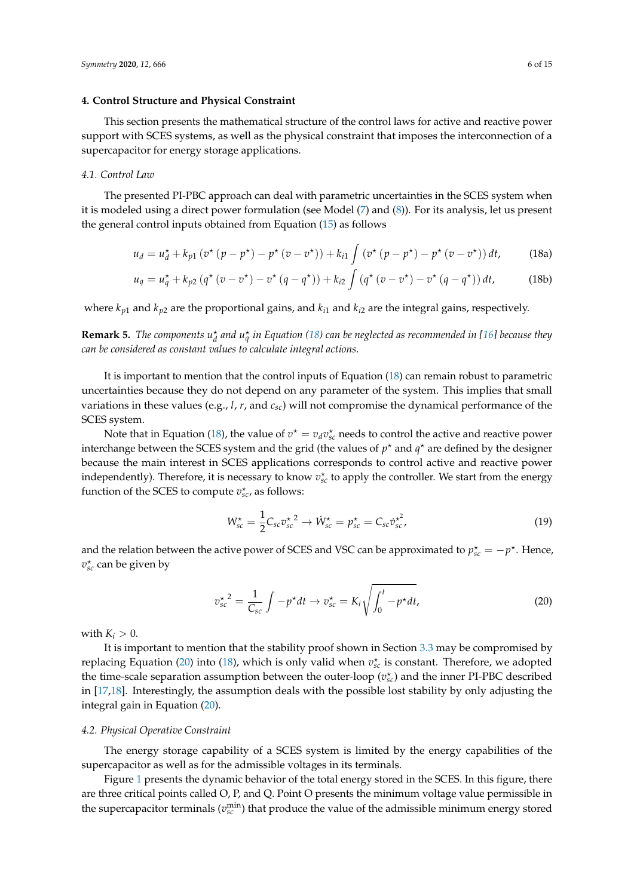### 4. Control Structure and Physical Constraint

This section presents the mathematical structure of the control laws for active and reactive power support with SCES systems, as well as the physical constraint that imposes the interconnection of a supercapacitor for energy storage applications.

#### 4.1. Control Law

The presented PI-PBC approach can deal with parametric uncertainties in the SCES system when it is modeled using a direct power formulation (see Model (7) and (8)). For its analysis, let us present the general control inputs obtained from Equation (15) as follows

$$u_d = u_d^\star + k_{p1}\left(v^\star\left(p - p^\star\right) - p^\star\left(v - v^\star\right)\right) + k_{i1}\int\left(v^\star\left(p - p^\star\right) - p^\star\left(v - v^\star\right)\right)dt, \tag{18a}$$

$$u_q = u_q^\star + k_{p2}\left(q^\star\left(v - v^\star\right) - v^\star\left(q - q^\star\right)\right) + k_{i2}\int\left(q^\star\left(v - v^\star\right) - v^\star\left(q - q^\star\right)\right)dt, \tag{18b}$$

where $k_{p1}$ and $k_{p2}$ are the proportional gains, and $k_{i1}$ and $k_{i2}$ are the integral gains, respectively.

**Remark 5.** *The components $u_d^\star$ and $u_q^\star$ in Equation (18) can be neglected as recommended in [16] because they can be considered as constant values to calculate integral actions.*

It is important to mention that the control inputs of Equation (18) can remain robust to parametric uncertainties because they do not depend on any parameter of the system. This implies that small variations in these values (e.g., $l$, $r$, and $c_{sc}$) will not compromise the dynamical performance of the SCES system.

Note that in Equation (18), the value of $v^\star = v_d v_{sc}^\star$ needs to control the active and reactive power interchange between the SCES system and the grid (the values of $p^\star$ and $q^\star$ are defined by the designer because the main interest in SCES applications corresponds to control active and reactive power independently). Therefore, it is necessary to know $v_{sc}^\star$ to apply the controller. We start from the energy function of the SCES to compute $v_{sc}^\star$, as follows:

$$W_{sc}^\star = \frac{1}{2}C_{sc}{v_{sc}^\star}^2 \rightarrow \dot{W}_{sc}^\star = p_{sc}^\star = C_{sc}\dot{v}_{sc}^{\star 2}, \tag{19}$$

and the relation between the active power of SCES and VSC can be approximated to $p_{sc}^\star = -p^\star$. Hence, $v_{sc}^\star$ can be given by

$${v_{sc}^\star}^2 = \frac{1}{C_{sc}}\int -p^\star dt \rightarrow v_{sc}^\star = K_i\sqrt{\int_0^t -p^\star dt}, \tag{20}$$

with $K_i > 0$.

It is important to mention that the stability proof shown in Section 3.3 may be compromised by replacing Equation (20) into (18), which is only valid when $v_{sc}^\star$ is constant. Therefore, we adopted the time-scale separation assumption between the outer-loop ($v_{sc}^\star$) and the inner PI-PBC described in [17,18]. Interestingly, the assumption deals with the possible lost stability by only adjusting the integral gain in Equation (20).

#### 4.2. Physical Operative Constraint

The energy storage capability of a SCES system is limited by the energy capabilities of the supercapacitor as well as for the admissible voltages in its terminals.

Figure 1 presents the dynamic behavior of the total energy stored in the SCES. In this figure, there are three critical points called O, P, and Q. Point O presents the minimum voltage value permissible in the supercapacitor terminals ($v_{sc}^{\min}$) that produce the value of the admissible minimum energy stored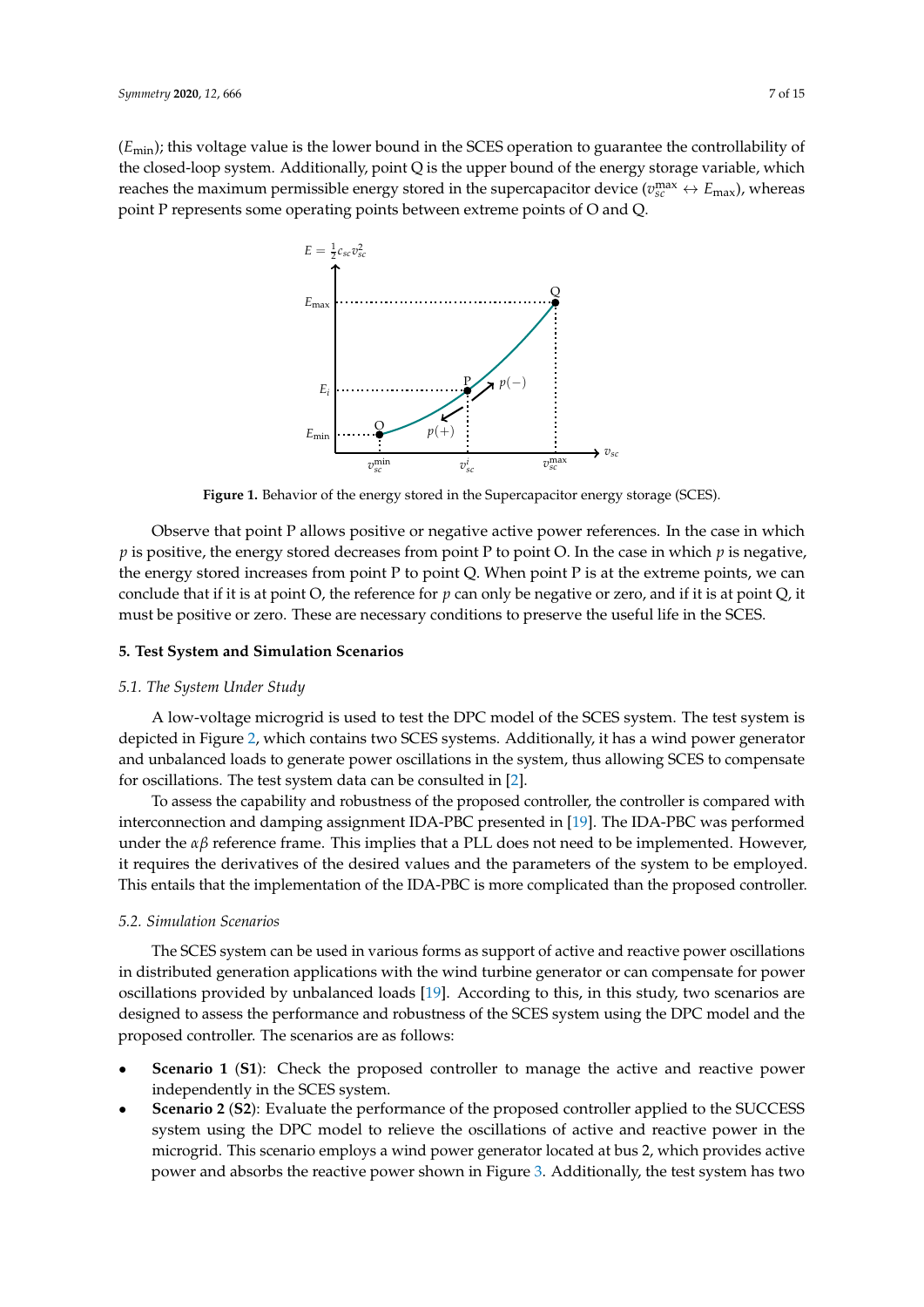($E_{\min}$); this voltage value is the lower bound in the SCES operation to guarantee the controllability of the closed-loop system. Additionally, point Q is the upper bound of the energy storage variable, which reaches the maximum permissible energy stored in the supercapacitor device ($v_{sc}^{\max} \leftrightarrow E_{\max}$), whereas point P represents some operating points between extreme points of O and Q.

Figure 1. Behavior of the energy stored in the Supercapacitor energy storage (SCES).

Observe that point P allows positive or negative active power references. In the case in which $p$ is positive, the energy stored decreases from point P to point O. In the case in which $p$ is negative, the energy stored increases from point P to point Q. When point P is at the extreme points, we can conclude that if it is at point O, the reference for $p$ can only be negative or zero, and if it is at point Q, it must be positive or zero. These are necessary conditions to preserve the useful life in the SCES.

## 5. Test System and Simulation Scenarios

### 5.1. The System Under Study

A low-voltage microgrid is used to test the DPC model of the SCES system. The test system is depicted in Figure 2, which contains two SCES systems. Additionally, it has a wind power generator and unbalanced loads to generate power oscillations in the system, thus allowing SCES to compensate for oscillations. The test system data can be consulted in [2].

To assess the capability and robustness of the proposed controller, the controller is compared with interconnection and damping assignment IDA-PBC presented in [19]. The IDA-PBC was performed under the $\alpha\beta$ reference frame. This implies that a PLL does not need to be implemented. However, it requires the derivatives of the desired values and the parameters of the system to be employed. This entails that the implementation of the IDA-PBC is more complicated than the proposed controller.

### 5.2. Simulation Scenarios

The SCES system can be used in various forms as support of active and reactive power oscillations in distributed generation applications with the wind turbine generator or can compensate for power oscillations provided by unbalanced loads [19]. According to this, in this study, two scenarios are designed to assess the performance and robustness of the SCES system using the DPC model and the proposed controller. The scenarios are as follows:

- **Scenario 1** (**S1**): Check the proposed controller to manage the active and reactive power independently in the SCES system.
- **Scenario 2** (**S2**): Evaluate the performance of the proposed controller applied to the SUCCESS system using the DPC model to relieve the oscillations of active and reactive power in the microgrid. This scenario employs a wind power generator located at bus 2, which provides active power and absorbs the reactive power shown in Figure 3. Additionally, the test system has two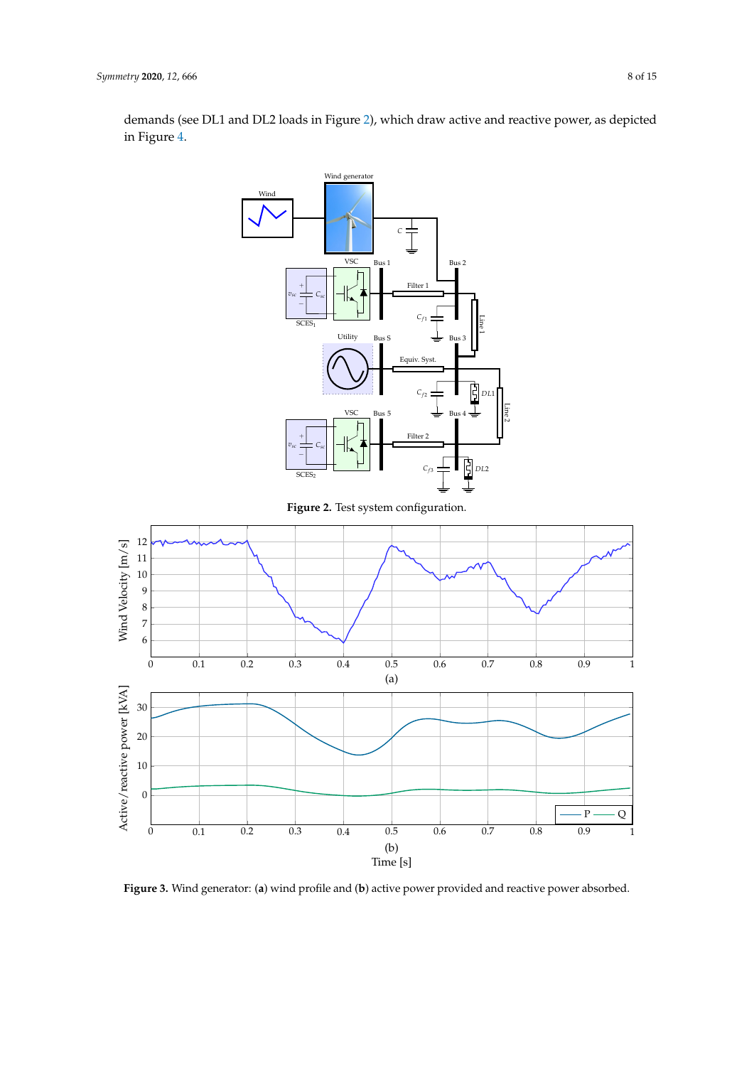demands (see DL1 and DL2 loads in Figure 2), which draw active and reactive power, as depicted in Figure 4.

**Figure 2.** Test system configuration.

**Figure 3.** Wind generator: (**a**) wind profile and (**b**) active power provided and reactive power absorbed.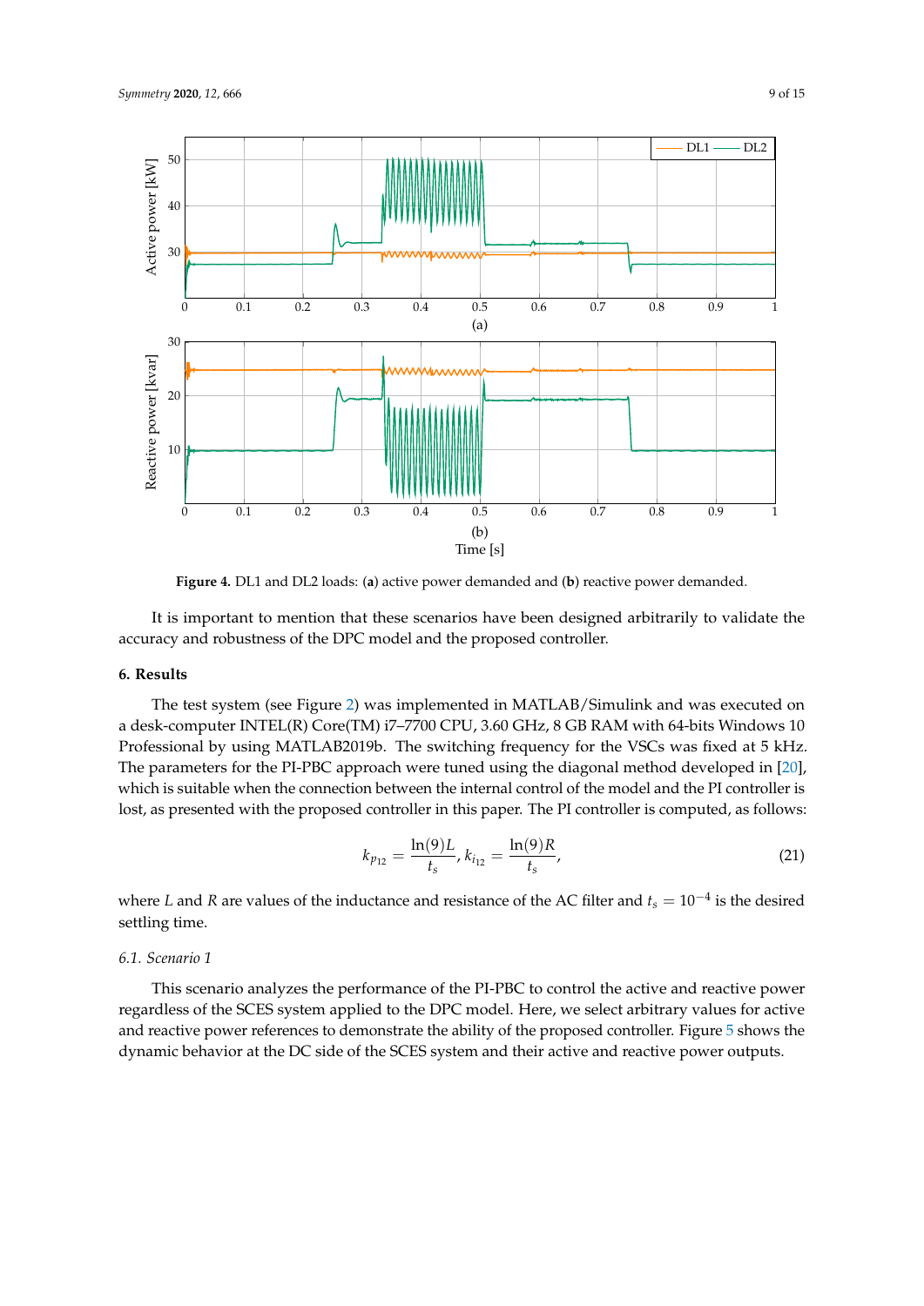**Figure 4.** DL1 and DL2 loads: (**a**) active power demanded and (**b**) reactive power demanded.

It is important to mention that these scenarios have been designed arbitrarily to validate the accuracy and robustness of the DPC model and the proposed controller.

## 6. Results

The test system (see Figure 2) was implemented in MATLAB/Simulink and was executed on a desk-computer INTEL(R) Core(TM) i7–7700 CPU, 3.60 GHz, 8 GB RAM with 64-bits Windows 10 Professional by using MATLAB2019b. The switching frequency for the VSCs was fixed at 5 kHz. The parameters for the PI-PBC approach were tuned using the diagonal method developed in [20], which is suitable when the connection between the internal control of the model and the PI controller is lost, as presented with the proposed controller in this paper. The PI controller is computed, as follows:

$$k_{p_{12}} = \frac{\ln(9)L}{t_s}, \, k_{i_{12}} = \frac{\ln(9)R}{t_s}, \tag{21}$$

where $L$ and $R$ are values of the inductance and resistance of the AC filter and $t_s = 10^{-4}$ is the desired settling time.

### 6.1. Scenario 1

This scenario analyzes the performance of the PI-PBC to control the active and reactive power regardless of the SCES system applied to the DPC model. Here, we select arbitrary values for active and reactive power references to demonstrate the ability of the proposed controller. Figure 5 shows the dynamic behavior at the DC side of the SCES system and their active and reactive power outputs.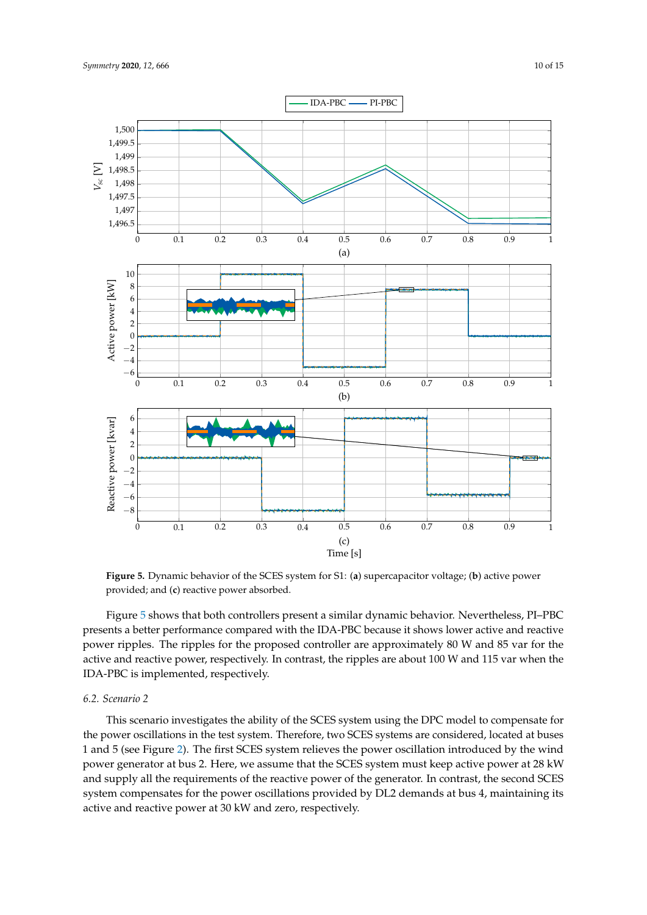**Figure 5.** Dynamic behavior of the SCES system for S1: (**a**) supercapacitor voltage; (**b**) active power provided; and (**c**) reactive power absorbed.

Figure 5 shows that both controllers present a similar dynamic behavior. Nevertheless, PI–PBC presents a better performance compared with the IDA-PBC because it shows lower active and reactive power ripples. The ripples for the proposed controller are approximately 80 W and 85 var for the active and reactive power, respectively. In contrast, the ripples are about 100 W and 115 var when the IDA-PBC is implemented, respectively.

### 6.2. Scenario 2

This scenario investigates the ability of the SCES system using the DPC model to compensate for the power oscillations in the test system. Therefore, two SCES systems are considered, located at buses 1 and 5 (see Figure 2). The first SCES system relieves the power oscillation introduced by the wind power generator at bus 2. Here, we assume that the SCES system must keep active power at 28 kW and supply all the requirements of the reactive power of the generator. In contrast, the second SCES system compensates for the power oscillations provided by DL2 demands at bus 4, maintaining its active and reactive power at 30 kW and zero, respectively.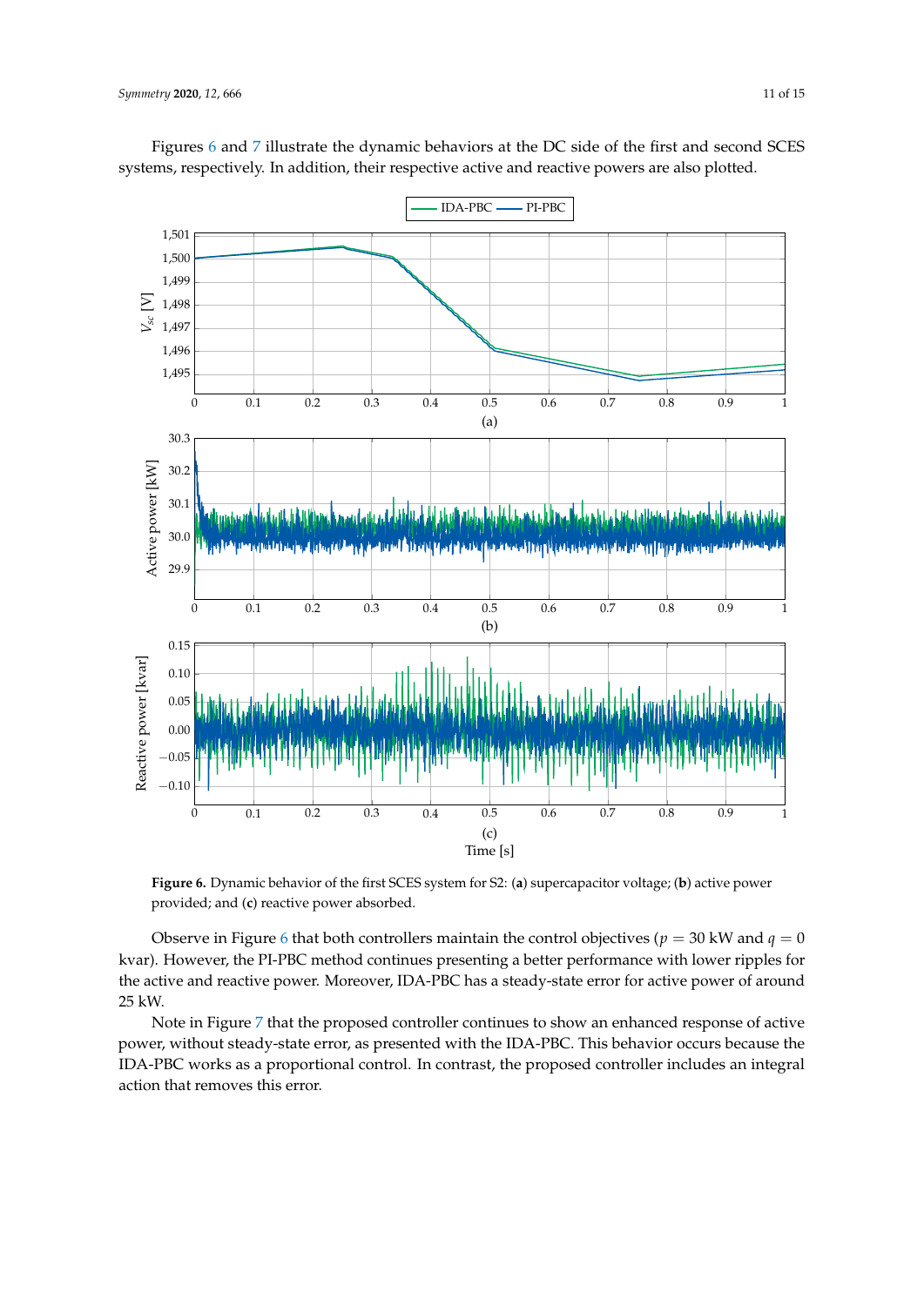Figures 6 and 7 illustrate the dynamic behaviors at the DC side of the first and second SCES systems, respectively. In addition, their respective active and reactive powers are also plotted.

**Figure 6.** Dynamic behavior of the first SCES system for S2: (**a**) supercapacitor voltage; (**b**) active power provided; and (**c**) reactive power absorbed.

Observe in Figure 6 that both controllers maintain the control objectives ($p = 30$ kW and $q = 0$ kvar). However, the PI-PBC method continues presenting a better performance with lower ripples for the active and reactive power. Moreover, IDA-PBC has a steady-state error for active power of around 25 kW.

Note in Figure 7 that the proposed controller continues to show an enhanced response of active power, without steady-state error, as presented with the IDA-PBC. This behavior occurs because the IDA-PBC works as a proportional control. In contrast, the proposed controller includes an integral action that removes this error.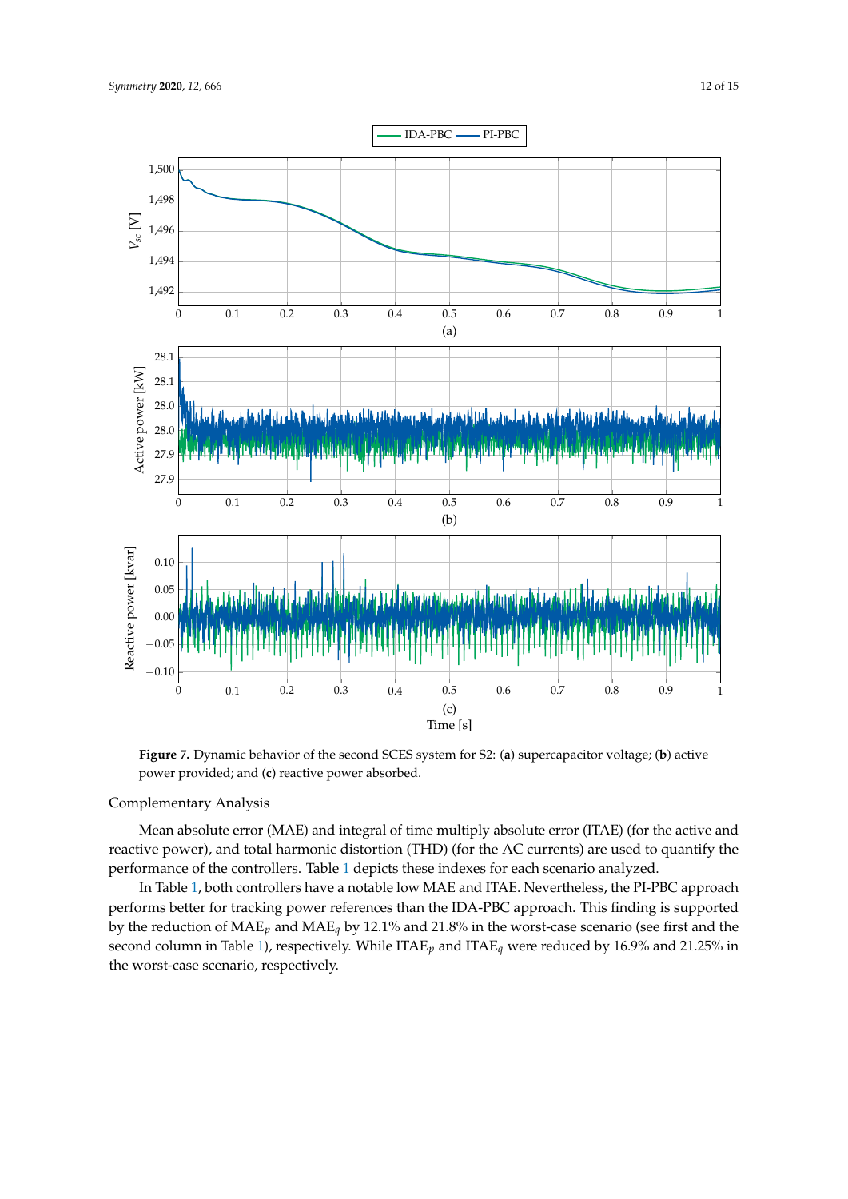**Figure 7.** Dynamic behavior of the second SCES system for S2: (**a**) supercapacitor voltage; (**b**) active power provided; and (**c**) reactive power absorbed.

Complementary Analysis

Mean absolute error (MAE) and integral of time multiply absolute error (ITAE) (for the active and reactive power), and total harmonic distortion (THD) (for the AC currents) are used to quantify the performance of the controllers. Table 1 depicts these indexes for each scenario analyzed.

In Table 1, both controllers have a notable low MAE and ITAE. Nevertheless, the PI-PBC approach performs better for tracking power references than the IDA-PBC approach. This finding is supported by the reduction of $\text{MAE}_p$ and $\text{MAE}_q$ by 12.1% and 21.8% in the worst-case scenario (see first and the second column in Table 1), respectively. While $\text{ITAE}_p$ and $\text{ITAE}_q$ were reduced by 16.9% and 21.25% in the worst-case scenario, respectively.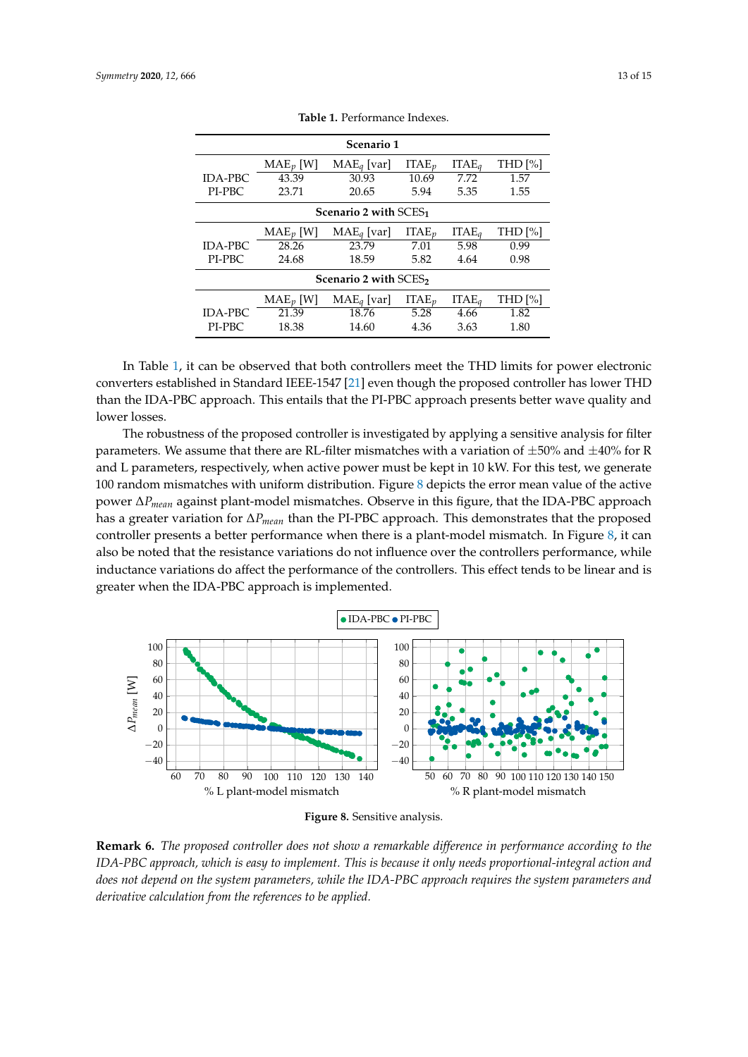**Table 1.** Performance Indexes.

| | $MAE_p$ [W] | $MAE_q$ [var] | $ITAE_p$ | $ITAE_q$ | THD [%] |
|---|---|---|---|---|---|
| **Scenario 1** | | | | | |
| IDA-PBC | 43.39 | 30.93 | 10.69 | 7.72 | 1.57 |
| PI-PBC | 23.71 | 20.65 | 5.94 | 5.35 | 1.55 |
| **Scenario 2 with $SCES_1$** | | | | | |
| IDA-PBC | 28.26 | 23.79 | 7.01 | 5.98 | 0.99 |
| PI-PBC | 24.68 | 18.59 | 5.82 | 4.64 | 0.98 |
| **Scenario 2 with $SCES_2$** | | | | | |
| IDA-PBC | 21.39 | 18.76 | 5.28 | 4.66 | 1.82 |
| PI-PBC | 18.38 | 14.60 | 4.36 | 3.63 | 1.80 |

In Table 1, it can be observed that both controllers meet the THD limits for power electronic converters established in Standard IEEE-1547 [21] even though the proposed controller has lower THD than the IDA-PBC approach. This entails that the PI-PBC approach presents better wave quality and lower losses.

The robustness of the proposed controller is investigated by applying a sensitive analysis for filter parameters. We assume that there are RL-filter mismatches with a variation of $\pm50\%$ and $\pm40\%$ for R and L parameters, respectively, when active power must be kept in 10 kW. For this test, we generate 100 random mismatches with uniform distribution. Figure 8 depicts the error mean value of the active power $\Delta P_{mean}$ against plant-model mismatches. Observe in this figure, that the IDA-PBC approach has a greater variation for $\Delta P_{mean}$ than the PI-PBC approach. This demonstrates that the proposed controller presents a better performance when there is a plant-model mismatch. In Figure 8, it can also be noted that the resistance variations do not influence over the controllers performance, while inductance variations do affect the performance of the controllers. This effect tends to be linear and is greater when the IDA-PBC approach is implemented.

**Figure 8.** Sensitive analysis.

**Remark 6.** *The proposed controller does not show a remarkable difference in performance according to the IDA-PBC approach, which is easy to implement. This is because it only needs proportional-integral action and does not depend on the system parameters, while the IDA-PBC approach requires the system parameters and derivative calculation from the references to be applied.*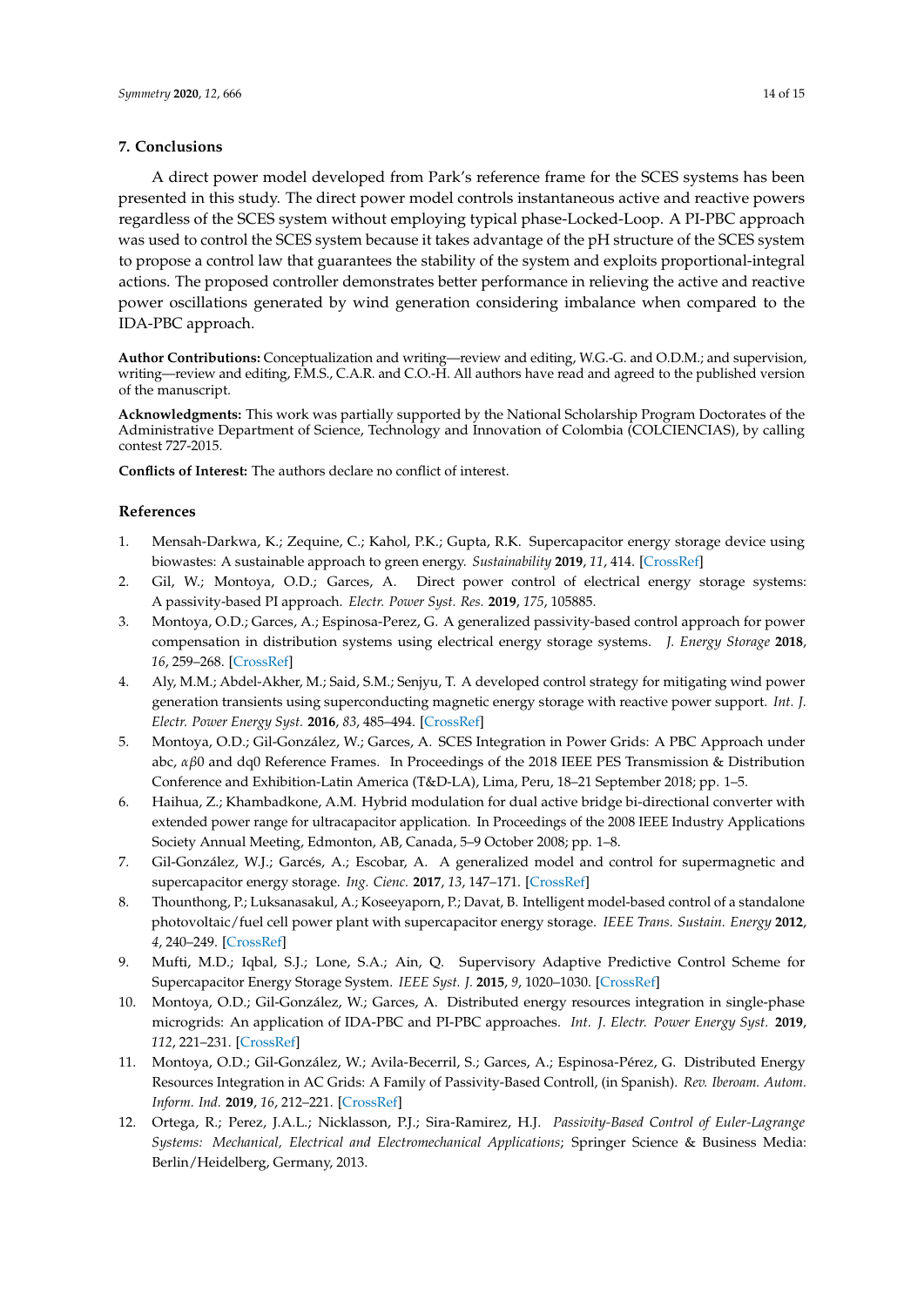## 7. Conclusions

A direct power model developed from Park's reference frame for the SCES systems has been presented in this study. The direct power model controls instantaneous active and reactive powers regardless of the SCES system without employing typical phase-Locked-Loop. A PI-PBC approach was used to control the SCES system because it takes advantage of the pH structure of the SCES system to propose a control law that guarantees the stability of the system and exploits proportional-integral actions. The proposed controller demonstrates better performance in relieving the active and reactive power oscillations generated by wind generation considering imbalance when compared to the IDA-PBC approach.

**Author Contributions:** Conceptualization and writing—review and editing, W.G.-G. and O.D.M.; and supervision, writing—review and editing, F.M.S., C.A.R. and C.O.-H. All authors have read and agreed to the published version of the manuscript.

**Acknowledgments:** This work was partially supported by the National Scholarship Program Doctorates of the Administrative Department of Science, Technology and Innovation of Colombia (COLCIENCIAS), by calling contest 727-2015.

**Conflicts of Interest:** The authors declare no conflict of interest.

## References

1. Mensah-Darkwa, K.; Zequine, C.; Kahol, P.K.; Gupta, R.K. Supercapacitor energy storage device using biowastes: A sustainable approach to green energy. *Sustainability* **2019**, *11*, 414. [CrossRef]
2. Gil, W.; Montoya, O.D.; Garces, A. Direct power control of electrical energy storage systems: A passivity-based PI approach. *Electr. Power Syst. Res.* **2019**, *175*, 105885.
3. Montoya, O.D.; Garces, A.; Espinosa-Perez, G. A generalized passivity-based control approach for power compensation in distribution systems using electrical energy storage systems. *J. Energy Storage* **2018**, *16*, 259–268. [CrossRef]
4. Aly, M.M.; Abdel-Akher, M.; Said, S.M.; Senjyu, T. A developed control strategy for mitigating wind power generation transients using superconducting magnetic energy storage with reactive power support. *Int. J. Electr. Power Energy Syst.* **2016**, *83*, 485–494. [CrossRef]
5. Montoya, O.D.; Gil-González, W.; Garces, A. SCES Integration in Power Grids: A PBC Approach under abc, $\alpha\beta 0$ and dq0 Reference Frames. In Proceedings of the 2018 IEEE PES Transmission & Distribution Conference and Exhibition-Latin America (T&D-LA), Lima, Peru, 18–21 September 2018; pp. 1–5.
6. Haihua, Z.; Khambadkone, A.M. Hybrid modulation for dual active bridge bi-directional converter with extended power range for ultracapacitor application. In Proceedings of the 2008 IEEE Industry Applications Society Annual Meeting, Edmonton, AB, Canada, 5–9 October 2008; pp. 1–8.
7. Gil-González, W.J.; Garcés, A.; Escobar, A. A generalized model and control for supermagnetic and supercapacitor energy storage. *Ing. Cienc.* **2017**, *13*, 147–171. [CrossRef]
8. Thounthong, P.; Luksanasakul, A.; Koseeyaporn, P.; Davat, B. Intelligent model-based control of a standalone photovoltaic/fuel cell power plant with supercapacitor energy storage. *IEEE Trans. Sustain. Energy* **2012**, *4*, 240–249. [CrossRef]
9. Mufti, M.D.; Iqbal, S.J.; Lone, S.A.; Ain, Q. Supervisory Adaptive Predictive Control Scheme for Supercapacitor Energy Storage System. *IEEE Syst. J.* **2015**, *9*, 1020–1030. [CrossRef]
10. Montoya, O.D.; Gil-González, W.; Garces, A. Distributed energy resources integration in single-phase microgrids: An application of IDA-PBC and PI-PBC approaches. *Int. J. Electr. Power Energy Syst.* **2019**, *112*, 221–231. [CrossRef]
11. Montoya, O.D.; Gil-González, W.; Avila-Becerril, S.; Garces, A.; Espinosa-Pérez, G. Distributed Energy Resources Integration in AC Grids: A Family of Passivity-Based Controll, (in Spanish). *Rev. Iberoam. Autom. Inform. Ind.* **2019**, *16*, 212–221. [CrossRef]
12. Ortega, R.; Perez, J.A.L.; Nicklasson, P.J.; Sira-Ramirez, H.J. *Passivity-Based Control of Euler-Lagrange Systems: Mechanical, Electrical and Electromechanical Applications*; Springer Science & Business Media: Berlin/Heidelberg, Germany, 2013.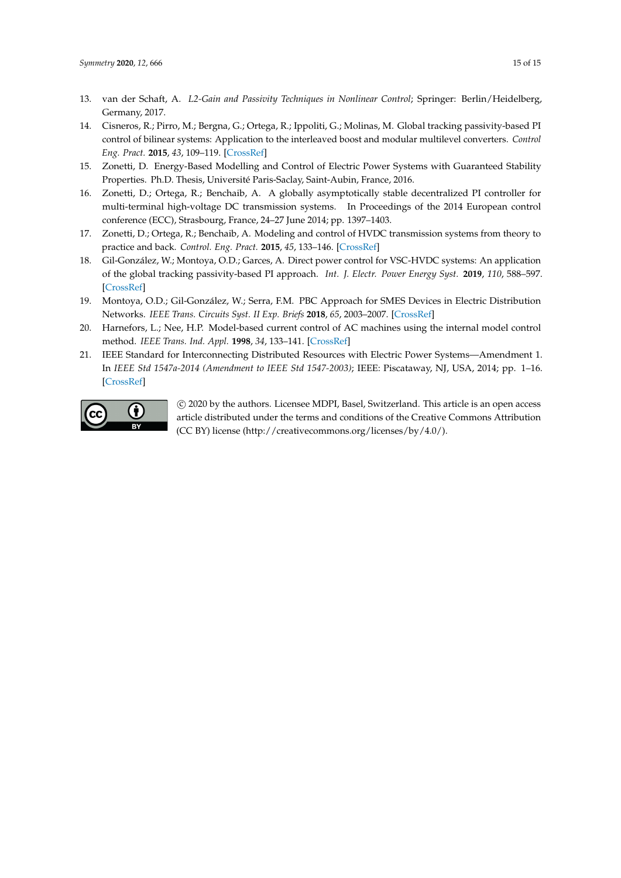13. van der Schaft, A. *L2-Gain and Passivity Techniques in Nonlinear Control*; Springer: Berlin/Heidelberg, Germany, 2017.
14. Cisneros, R.; Pirro, M.; Bergna, G.; Ortega, R.; Ippoliti, G.; Molinas, M. Global tracking passivity-based PI control of bilinear systems: Application to the interleaved boost and modular multilevel converters. *Control Eng. Pract.* **2015**, *43*, 109–119. [CrossRef]
15. Zonetti, D. Energy-Based Modelling and Control of Electric Power Systems with Guaranteed Stability Properties. Ph.D. Thesis, Université Paris-Saclay, Saint-Aubin, France, 2016.
16. Zonetti, D.; Ortega, R.; Benchaib, A. A globally asymptotically stable decentralized PI controller for multi-terminal high-voltage DC transmission systems. In Proceedings of the 2014 European control conference (ECC), Strasbourg, France, 24–27 June 2014; pp. 1397–1403.
17. Zonetti, D.; Ortega, R.; Benchaib, A. Modeling and control of HVDC transmission systems from theory to practice and back. *Control. Eng. Pract.* **2015**, *45*, 133–146. [CrossRef]
18. Gil-González, W.; Montoya, O.D.; Garces, A. Direct power control for VSC-HVDC systems: An application of the global tracking passivity-based PI approach. *Int. J. Electr. Power Energy Syst.* **2019**, *110*, 588–597. [CrossRef]
19. Montoya, O.D.; Gil-González, W.; Serra, F.M. PBC Approach for SMES Devices in Electric Distribution Networks. *IEEE Trans. Circuits Syst. II Exp. Briefs* **2018**, *65*, 2003–2007. [CrossRef]
20. Harnefors, L.; Nee, H.P. Model-based current control of AC machines using the internal model control method. *IEEE Trans. Ind. Appl.* **1998**, *34*, 133–141. [CrossRef]
21. IEEE Standard for Interconnecting Distributed Resources with Electric Power Systems—Amendment 1. In *IEEE Std 1547a-2014 (Amendment to IEEE Std 1547-2003)*; IEEE: Piscataway, NJ, USA, 2014; pp. 1–16. [CrossRef]

© 2020 by the authors. Licensee MDPI, Basel, Switzerland. This article is an open access article distributed under the terms and conditions of the Creative Commons Attribution (CC BY) license (http://creativecommons.org/licenses/by/4.0/).